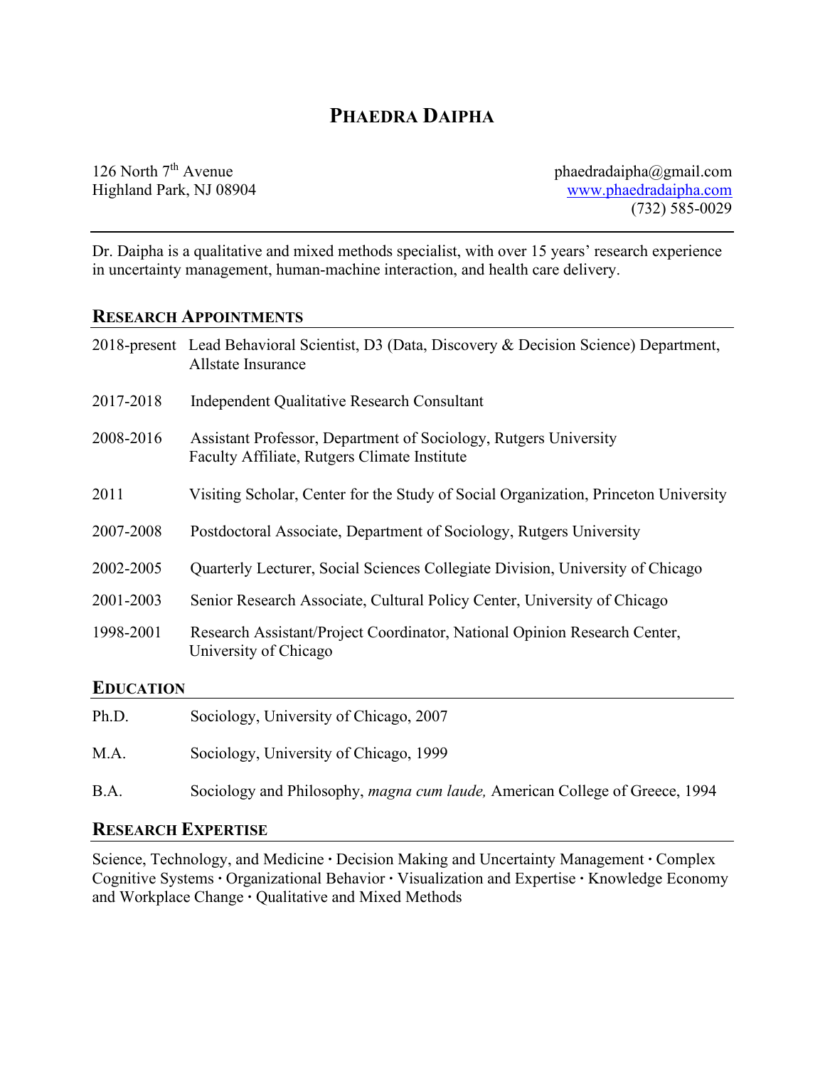# Phaedra Daipha

126 North 7th Avenue
Highland Park, NJ 08904

phaedradaipha@gmail.com
www.phaedradaipha.com
(732) 585-0029

---

Dr. Daipha is a qualitative and mixed methods specialist, with over 15 years' research experience in uncertainty management, human-machine interaction, and health care delivery.

## Research Appointments

| | |
|---|---|
| 2018-present | Lead Behavioral Scientist, D3 (Data, Discovery & Decision Science) Department, Allstate Insurance |
| 2017-2018 | Independent Qualitative Research Consultant |
| 2008-2016 | Assistant Professor, Department of Sociology, Rutgers University<br>Faculty Affiliate, Rutgers Climate Institute |
| 2011 | Visiting Scholar, Center for the Study of Social Organization, Princeton University |
| 2007-2008 | Postdoctoral Associate, Department of Sociology, Rutgers University |
| 2002-2005 | Quarterly Lecturer, Social Sciences Collegiate Division, University of Chicago |
| 2001-2003 | Senior Research Associate, Cultural Policy Center, University of Chicago |
| 1998-2001 | Research Assistant/Project Coordinator, National Opinion Research Center, University of Chicago |

## Education

| | |
|---|---|
| Ph.D. | Sociology, University of Chicago, 2007 |
| M.A. | Sociology, University of Chicago, 1999 |
| B.A. | Sociology and Philosophy, *magna cum laude,* American College of Greece, 1994 |

## Research Expertise

Science, Technology, and Medicine · Decision Making and Uncertainty Management · Complex Cognitive Systems · Organizational Behavior · Visualization and Expertise · Knowledge Economy and Workplace Change · Qualitative and Mixed Methods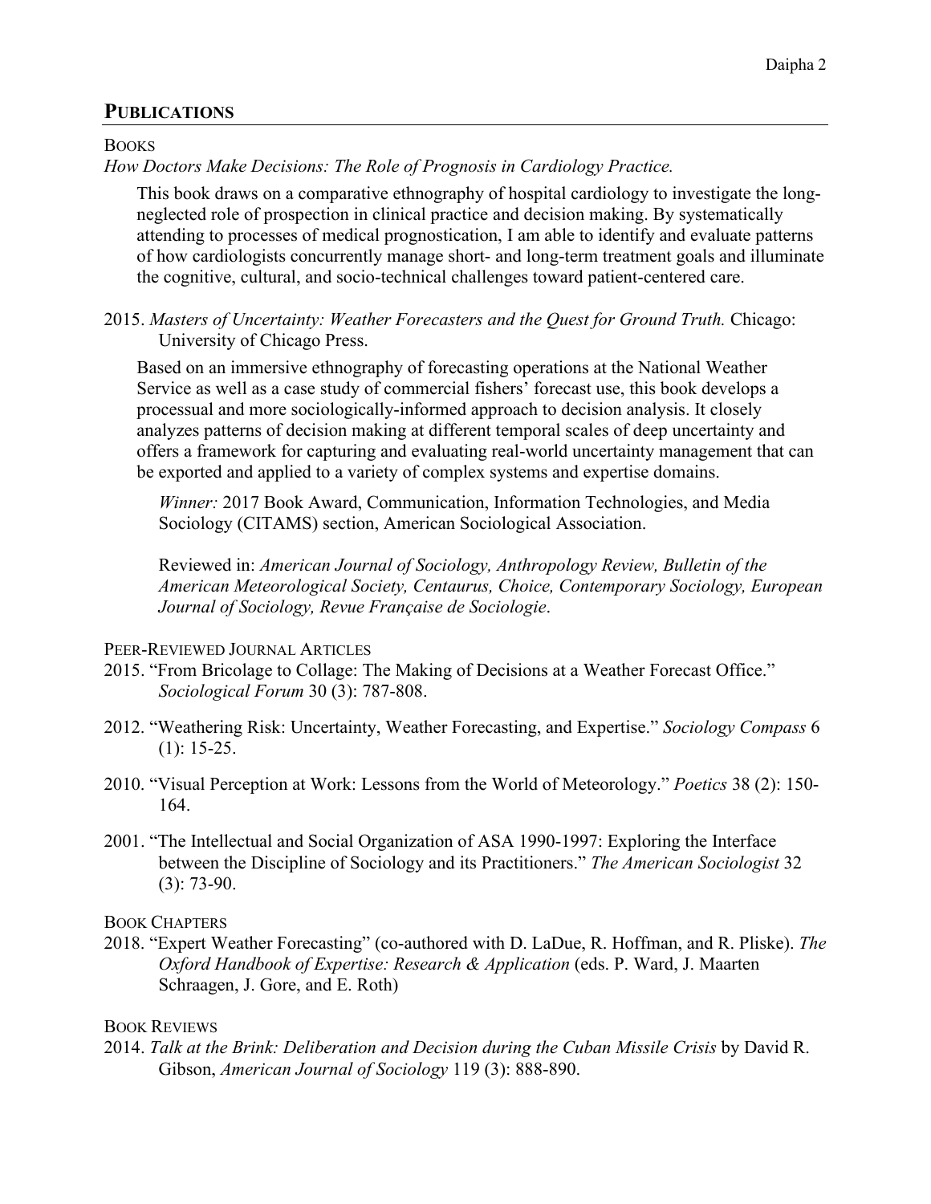## PUBLICATIONS

### BOOKS

*How Doctors Make Decisions: The Role of Prognosis in Cardiology Practice.*

This book draws on a comparative ethnography of hospital cardiology to investigate the long-neglected role of prospection in clinical practice and decision making. By systematically attending to processes of medical prognostication, I am able to identify and evaluate patterns of how cardiologists concurrently manage short- and long-term treatment goals and illuminate the cognitive, cultural, and socio-technical challenges toward patient-centered care.

2015. *Masters of Uncertainty: Weather Forecasters and the Quest for Ground Truth.* Chicago: University of Chicago Press.

Based on an immersive ethnography of forecasting operations at the National Weather Service as well as a case study of commercial fishers' forecast use, this book develops a processual and more sociologically-informed approach to decision analysis. It closely analyzes patterns of decision making at different temporal scales of deep uncertainty and offers a framework for capturing and evaluating real-world uncertainty management that can be exported and applied to a variety of complex systems and expertise domains.

*Winner:* 2017 Book Award, Communication, Information Technologies, and Media Sociology (CITAMS) section, American Sociological Association.

Reviewed in: *American Journal of Sociology, Anthropology Review, Bulletin of the American Meteorological Society, Centaurus, Choice, Contemporary Sociology, European Journal of Sociology, Revue Française de Sociologie*.

### PEER-REVIEWED JOURNAL ARTICLES

2015. "From Bricolage to Collage: The Making of Decisions at a Weather Forecast Office." *Sociological Forum* 30 (3): 787-808.

2012. "Weathering Risk: Uncertainty, Weather Forecasting, and Expertise." *Sociology Compass* 6 (1): 15-25.

2010. "Visual Perception at Work: Lessons from the World of Meteorology." *Poetics* 38 (2): 150-164.

2001. "The Intellectual and Social Organization of ASA 1990-1997: Exploring the Interface between the Discipline of Sociology and its Practitioners." *The American Sociologist* 32 (3): 73-90.

### BOOK CHAPTERS

2018. "Expert Weather Forecasting" (co-authored with D. LaDue, R. Hoffman, and R. Pliske). *The Oxford Handbook of Expertise: Research & Application* (eds. P. Ward, J. Maarten Schraagen, J. Gore, and E. Roth)

### BOOK REVIEWS

2014. *Talk at the Brink: Deliberation and Decision during the Cuban Missile Crisis* by David R. Gibson, *American Journal of Sociology* 119 (3): 888-890.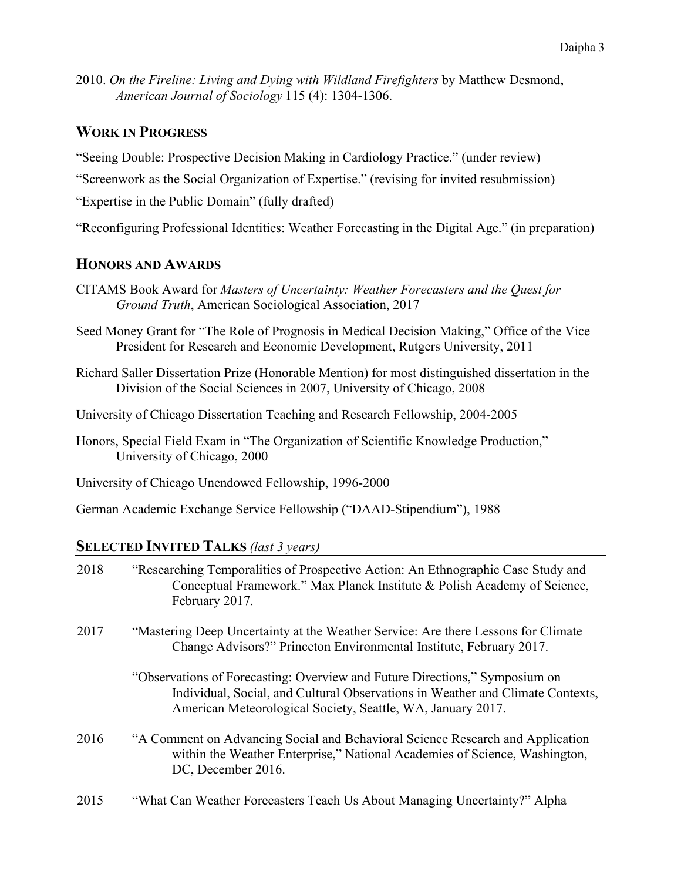2010. *On the Fireline: Living and Dying with Wildland Firefighters* by Matthew Desmond, *American Journal of Sociology* 115 (4): 1304-1306.

## WORK IN PROGRESS

"Seeing Double: Prospective Decision Making in Cardiology Practice." (under review)

"Screenwork as the Social Organization of Expertise." (revising for invited resubmission)

"Expertise in the Public Domain" (fully drafted)

"Reconfiguring Professional Identities: Weather Forecasting in the Digital Age." (in preparation)

## HONORS AND AWARDS

CITAMS Book Award for *Masters of Uncertainty: Weather Forecasters and the Quest for Ground Truth*, American Sociological Association, 2017

Seed Money Grant for "The Role of Prognosis in Medical Decision Making," Office of the Vice President for Research and Economic Development, Rutgers University, 2011

Richard Saller Dissertation Prize (Honorable Mention) for most distinguished dissertation in the Division of the Social Sciences in 2007, University of Chicago, 2008

University of Chicago Dissertation Teaching and Research Fellowship, 2004-2005

Honors, Special Field Exam in "The Organization of Scientific Knowledge Production," University of Chicago, 2000

University of Chicago Unendowed Fellowship, 1996-2000

German Academic Exchange Service Fellowship ("DAAD-Stipendium"), 1988

## SELECTED INVITED TALKS *(last 3 years)*

2018 "Researching Temporalities of Prospective Action: An Ethnographic Case Study and Conceptual Framework." Max Planck Institute & Polish Academy of Science, February 2017.

2017 "Mastering Deep Uncertainty at the Weather Service: Are there Lessons for Climate Change Advisors?" Princeton Environmental Institute, February 2017.

"Observations of Forecasting: Overview and Future Directions," Symposium on Individual, Social, and Cultural Observations in Weather and Climate Contexts, American Meteorological Society, Seattle, WA, January 2017.

2016 "A Comment on Advancing Social and Behavioral Science Research and Application within the Weather Enterprise," National Academies of Science, Washington, DC, December 2016.

2015 "What Can Weather Forecasters Teach Us About Managing Uncertainty?" Alpha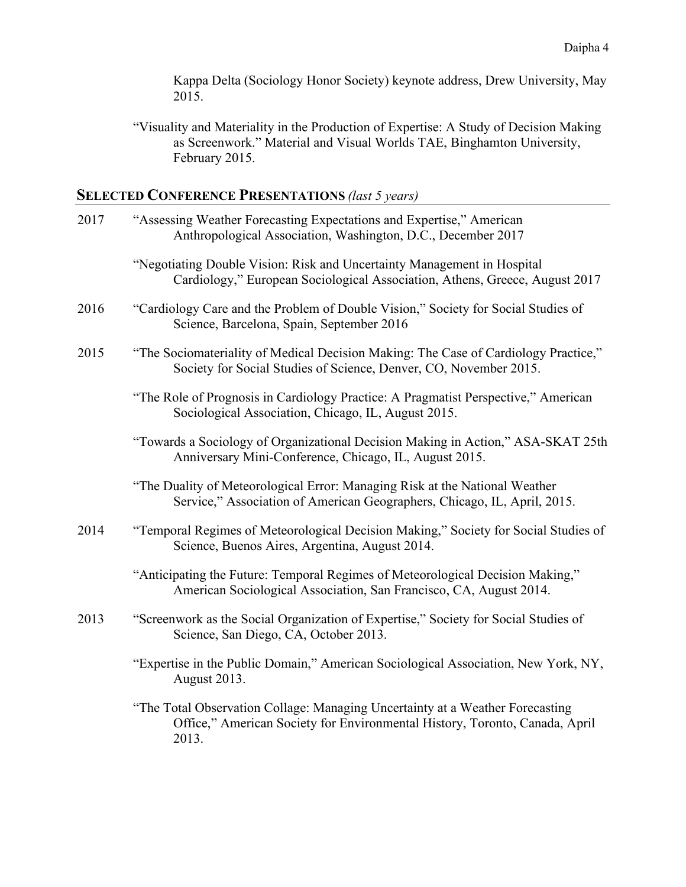Kappa Delta (Sociology Honor Society) keynote address, Drew University, May 2015.

"Visuality and Materiality in the Production of Expertise: A Study of Decision Making as Screenwork." Material and Visual Worlds TAE, Binghamton University, February 2015.

## SELECTED CONFERENCE PRESENTATIONS *(last 5 years)*

**2017**

"Assessing Weather Forecasting Expectations and Expertise," American Anthropological Association, Washington, D.C., December 2017

"Negotiating Double Vision: Risk and Uncertainty Management in Hospital Cardiology," European Sociological Association, Athens, Greece, August 2017

**2016**

"Cardiology Care and the Problem of Double Vision," Society for Social Studies of Science, Barcelona, Spain, September 2016

**2015**

"The Sociomateriality of Medical Decision Making: The Case of Cardiology Practice," Society for Social Studies of Science, Denver, CO, November 2015.

"The Role of Prognosis in Cardiology Practice: A Pragmatist Perspective," American Sociological Association, Chicago, IL, August 2015.

"Towards a Sociology of Organizational Decision Making in Action," ASA-SKAT 25th Anniversary Mini-Conference, Chicago, IL, August 2015.

"The Duality of Meteorological Error: Managing Risk at the National Weather Service," Association of American Geographers, Chicago, IL, April, 2015.

**2014**

"Temporal Regimes of Meteorological Decision Making," Society for Social Studies of Science, Buenos Aires, Argentina, August 2014.

"Anticipating the Future: Temporal Regimes of Meteorological Decision Making," American Sociological Association, San Francisco, CA, August 2014.

**2013**

"Screenwork as the Social Organization of Expertise," Society for Social Studies of Science, San Diego, CA, October 2013.

"Expertise in the Public Domain," American Sociological Association, New York, NY, August 2013.

"The Total Observation Collage: Managing Uncertainty at a Weather Forecasting Office," American Society for Environmental History, Toronto, Canada, April 2013.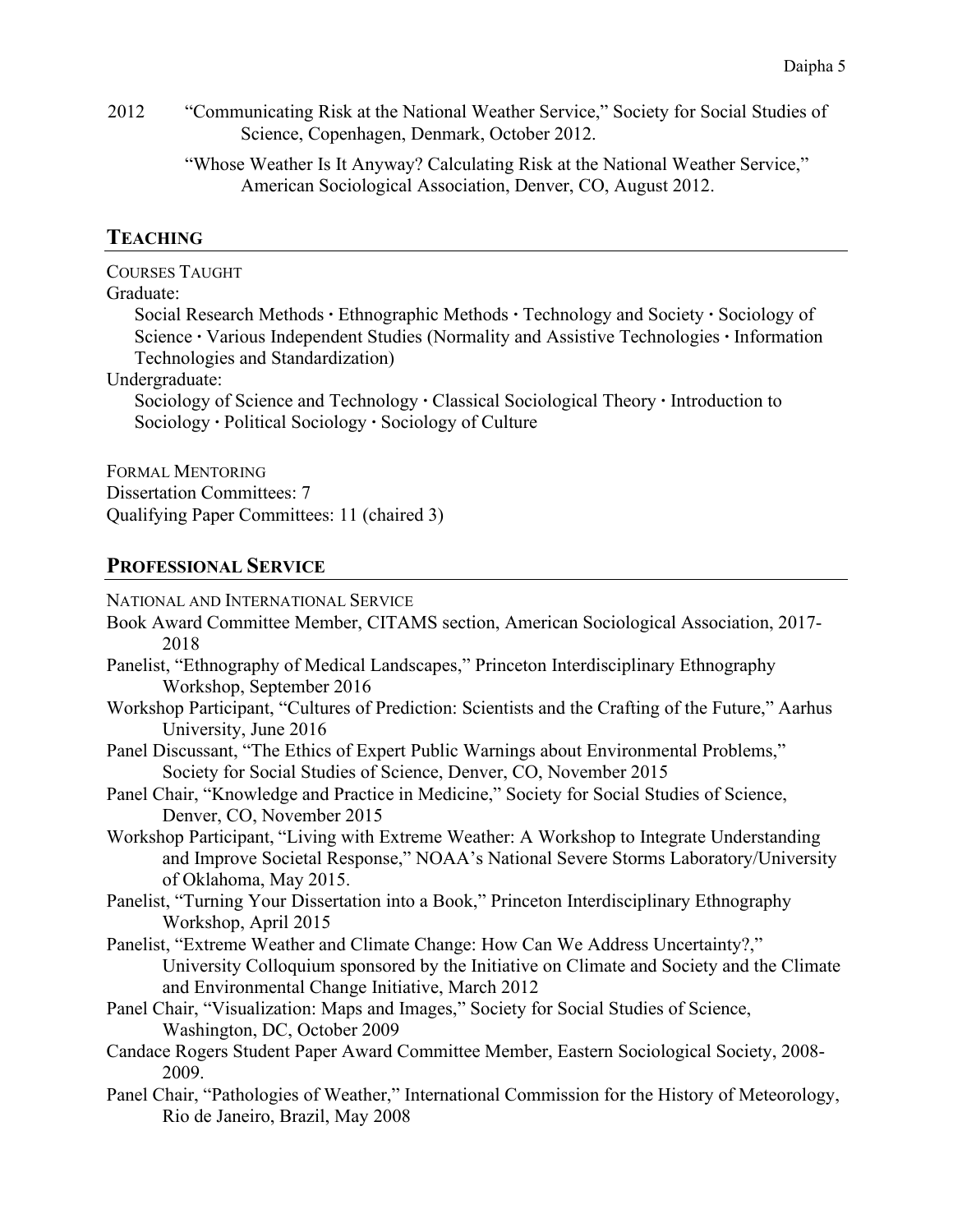2012 “Communicating Risk at the National Weather Service,” Society for Social Studies of Science, Copenhagen, Denmark, October 2012.

“Whose Weather Is It Anyway? Calculating Risk at the National Weather Service,” American Sociological Association, Denver, CO, August 2012.

## TEACHING

COURSES TAUGHT

Graduate:

Social Research Methods · Ethnographic Methods · Technology and Society · Sociology of Science · Various Independent Studies (Normality and Assistive Technologies · Information Technologies and Standardization)

Undergraduate:

Sociology of Science and Technology · Classical Sociological Theory · Introduction to Sociology · Political Sociology · Sociology of Culture

FORMAL MENTORING

Dissertation Committees: 7

Qualifying Paper Committees: 11 (chaired 3)

## PROFESSIONAL SERVICE

NATIONAL AND INTERNATIONAL SERVICE

Book Award Committee Member, CITAMS section, American Sociological Association, 2017-2018

Panelist, “Ethnography of Medical Landscapes,” Princeton Interdisciplinary Ethnography Workshop, September 2016

Workshop Participant, “Cultures of Prediction: Scientists and the Crafting of the Future,” Aarhus University, June 2016

Panel Discussant, “The Ethics of Expert Public Warnings about Environmental Problems,” Society for Social Studies of Science, Denver, CO, November 2015

Panel Chair, “Knowledge and Practice in Medicine,” Society for Social Studies of Science, Denver, CO, November 2015

Workshop Participant, “Living with Extreme Weather: A Workshop to Integrate Understanding and Improve Societal Response,” NOAA’s National Severe Storms Laboratory/University of Oklahoma, May 2015.

Panelist, “Turning Your Dissertation into a Book,” Princeton Interdisciplinary Ethnography Workshop, April 2015

Panelist, “Extreme Weather and Climate Change: How Can We Address Uncertainty?,” University Colloquium sponsored by the Initiative on Climate and Society and the Climate and Environmental Change Initiative, March 2012

Panel Chair, “Visualization: Maps and Images,” Society for Social Studies of Science, Washington, DC, October 2009

Candace Rogers Student Paper Award Committee Member, Eastern Sociological Society, 2008-2009.

Panel Chair, “Pathologies of Weather,” International Commission for the History of Meteorology, Rio de Janeiro, Brazil, May 2008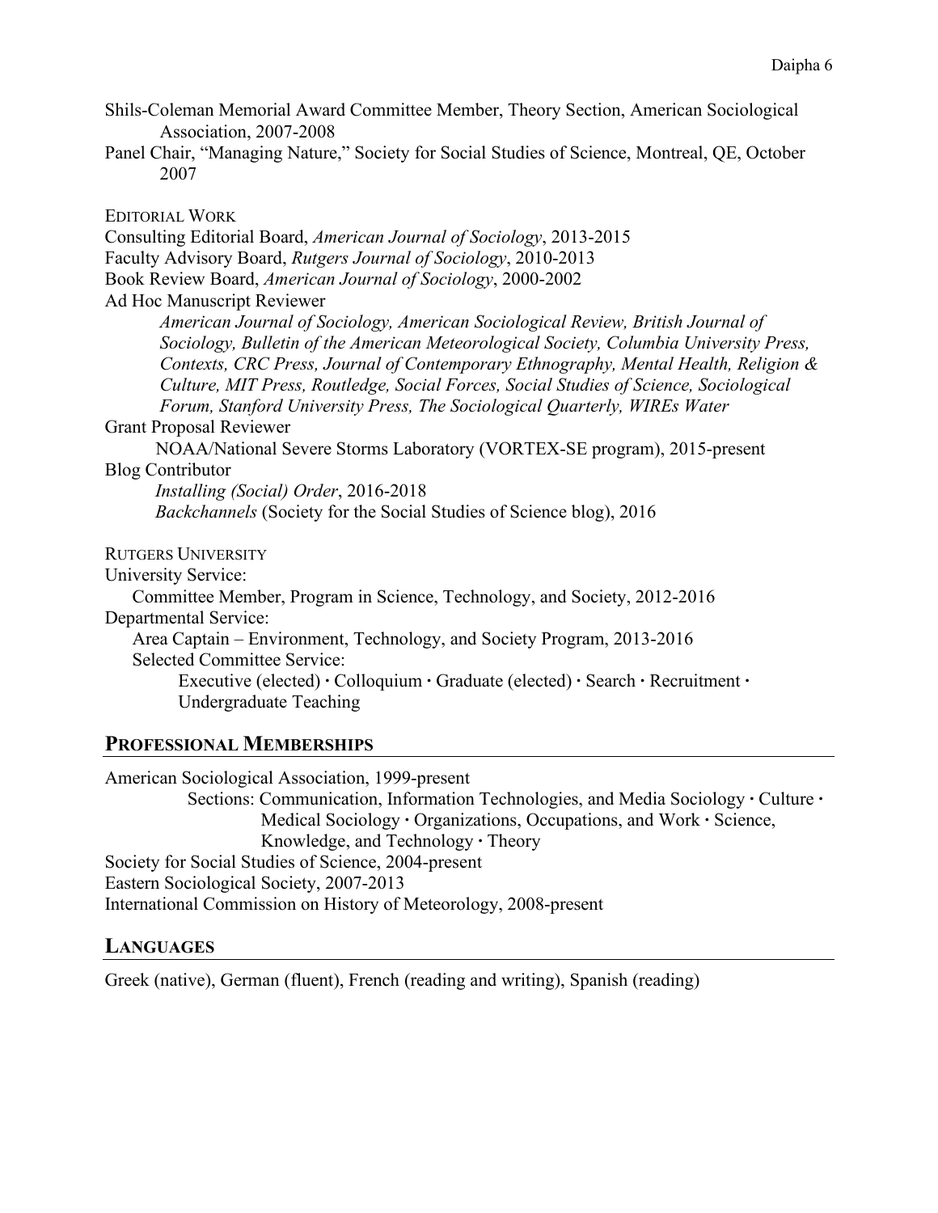Shils-Coleman Memorial Award Committee Member, Theory Section, American Sociological Association, 2007-2008

Panel Chair, "Managing Nature," Society for Social Studies of Science, Montreal, QE, October 2007

EDITORIAL WORK

Consulting Editorial Board, *American Journal of Sociology*, 2013-2015

Faculty Advisory Board, *Rutgers Journal of Sociology*, 2010-2013

Book Review Board, *American Journal of Sociology*, 2000-2002

Ad Hoc Manuscript Reviewer

*American Journal of Sociology, American Sociological Review, British Journal of Sociology, Bulletin of the American Meteorological Society, Columbia University Press, Contexts, CRC Press, Journal of Contemporary Ethnography, Mental Health, Religion & Culture, MIT Press, Routledge, Social Forces, Social Studies of Science, Sociological Forum, Stanford University Press, The Sociological Quarterly, WIREs Water*

Grant Proposal Reviewer

NOAA/National Severe Storms Laboratory (VORTEX-SE program), 2015-present

Blog Contributor

*Installing (Social) Order*, 2016-2018

*Backchannels* (Society for the Social Studies of Science blog), 2016

RUTGERS UNIVERSITY

University Service:

Committee Member, Program in Science, Technology, and Society, 2012-2016

Departmental Service:

Area Captain – Environment, Technology, and Society Program, 2013-2016

Selected Committee Service:

Executive (elected) · Colloquium · Graduate (elected) · Search · Recruitment · Undergraduate Teaching

## PROFESSIONAL MEMBERSHIPS

American Sociological Association, 1999-present

Sections: Communication, Information Technologies, and Media Sociology · Culture · Medical Sociology · Organizations, Occupations, and Work · Science, Knowledge, and Technology · Theory

Society for Social Studies of Science, 2004-present

Eastern Sociological Society, 2007-2013

International Commission on History of Meteorology, 2008-present

## LANGUAGES

Greek (native), German (fluent), French (reading and writing), Spanish (reading)